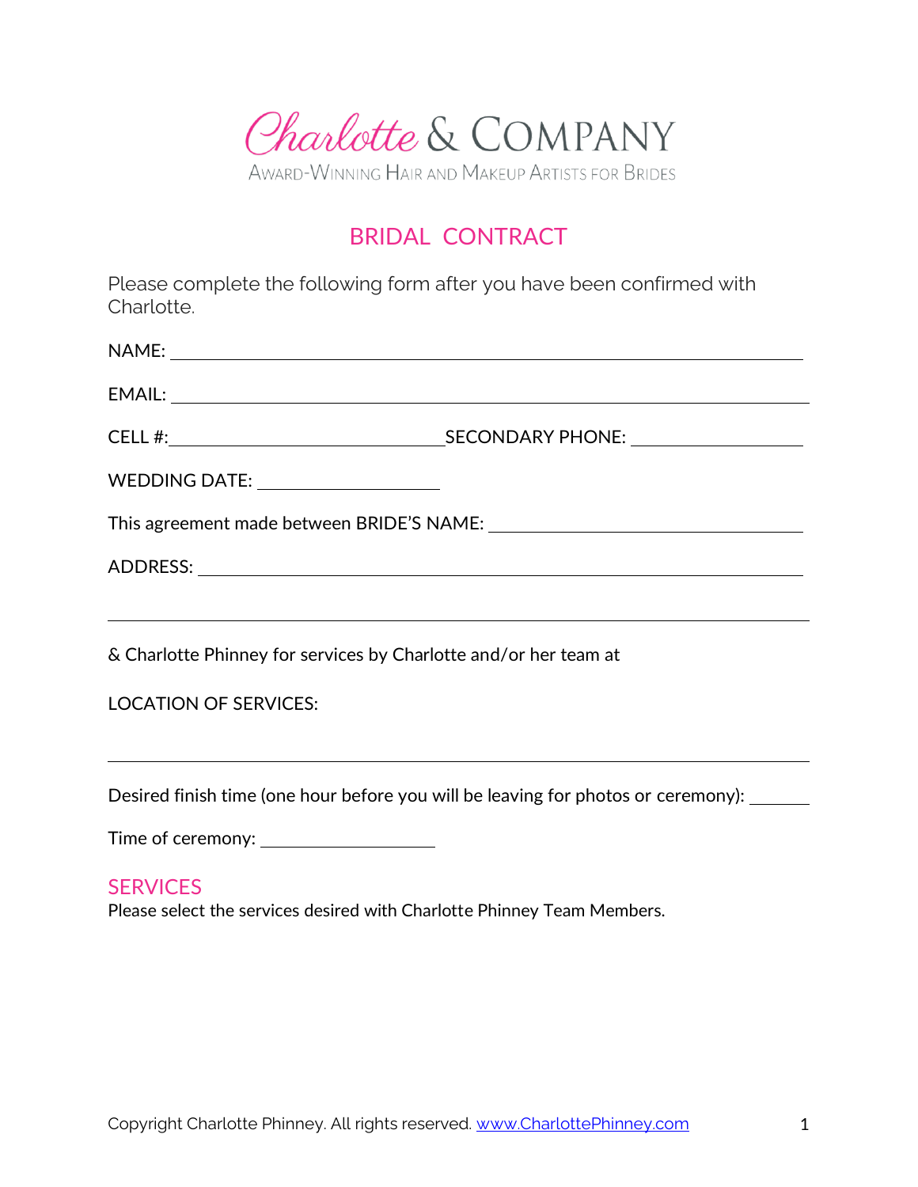# Charlotte & COMPANY

AWARD-WINNING HAIR AND MAKEUP ARTISTS FOR BRIDES

## BRIDAL CONTRACT

Please complete the following form after you have been confirmed with Charlotte.

NAME: ______________________________________________

EMAIL: ______________________________________________

CELL #: ____________________ SECONDARY PHONE: ____________

WEDDING DATE: ____________

This agreement made between BRIDE'S NAME: ______________________

ADDRESS: ______________________________________________

______________________________________________

& Charlotte Phinney for services by Charlotte and/or her team at

LOCATION OF SERVICES:

______________________________________________

Desired finish time (one hour before you will be leaving for photos or ceremony): ______

Time of ceremony: ____________

## SERVICES

Please select the services desired with Charlotte Phinney Team Members.

Copyright Charlotte Phinney. All rights reserved. www.CharlottePhinney.com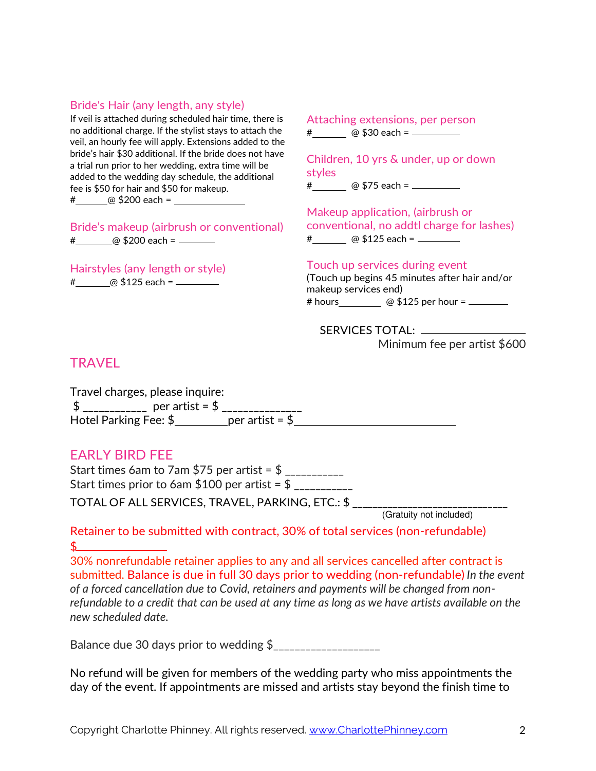### Bride's Hair (any length, any style)

If veil is attached during scheduled hair time, there is no additional charge. If the stylist stays to attach the veil, an hourly fee will apply. Extensions added to the bride's hair $30 additional. If the bride does not have a trial run prior to her wedding, extra time will be added to the wedding day schedule, the additional fee is $50 for hair and $50 for makeup.

#______@ $200 each = ______________

### Bride's makeup (airbrush or conventional)

#_______@ $200 each = ________

### Hairstyles (any length or style)

#_______@ $125 each = ________

### Attaching extensions, per person

#______ @ $30 each = __________

### Children, 10 yrs & under, up or down styles

#______ @ $75 each = __________

### Makeup application, (airbrush or conventional, no addtl charge for lashes)

#______ @ $125 each = _________

### Touch up services during event

(Touch up begins 45 minutes after hair and/or makeup services end)

# hours________ @ $125 per hour = ________

SERVICES TOTAL: ________________

Minimum fee per artist $600

## TRAVEL

Travel charges, please inquire:

$___________ per artist = $ ______________

Hotel Parking Fee: $_________per artist = $____________________________

## EARLY BIRD FEE

Start times 6am to 7am $75 per artist = $ __________

Start times prior to 6am $100 per artist = $ __________

TOTAL OF ALL SERVICES, TRAVEL, PARKING, ETC.: $ ___________________________

(Gratuity not included)

Retainer to be submitted with contract, 30% of total services (non-refundable)

$_______________

30% nonrefundable retainer applies to any and all services cancelled after contract is submitted. Balance is due in full 30 days prior to wedding (non-refundable) *In the event of a forced cancellation due to Covid, retainers and payments will be changed from non-refundable to a credit that can be used at any time as long as we have artists available on the new scheduled date.*

Balance due 30 days prior to wedding $__________________

No refund will be given for members of the wedding party who miss appointments the day of the event. If appointments are missed and artists stay beyond the finish time to

Copyright Charlotte Phinney. All rights reserved. [www.CharlottePhinney.com](http://www.CharlottePhinney.com)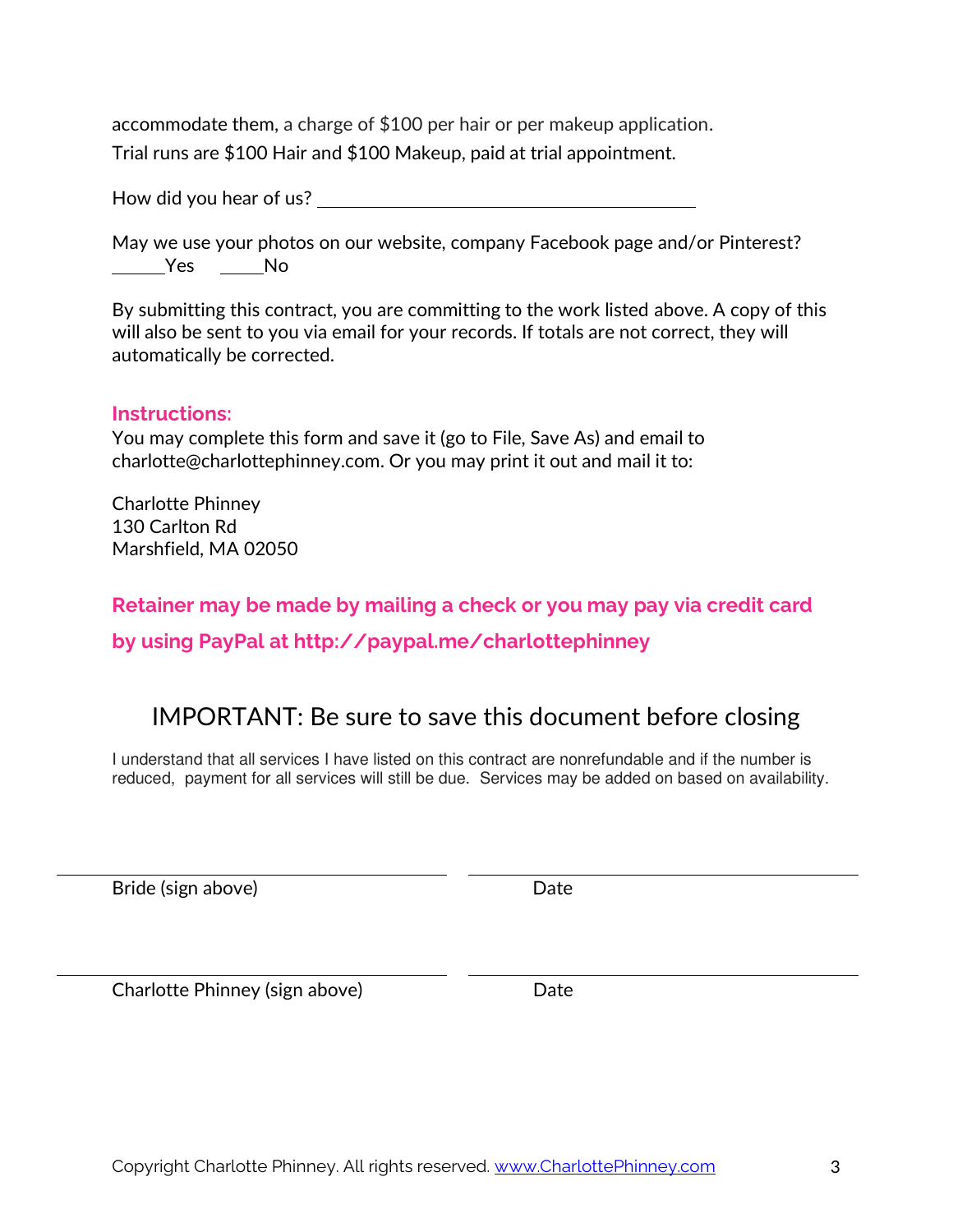accommodate them, a charge of $100 per hair or per makeup application.
Trial runs are $100 Hair and $100 Makeup, paid at trial appointment.

How did you hear of us? ________________________________________

May we use your photos on our website, company Facebook page and/or Pinterest?
______Yes _____No

By submitting this contract, you are committing to the work listed above. A copy of this will also be sent to you via email for your records. If totals are not correct, they will automatically be corrected.

**Instructions:**
You may complete this form and save it (go to File, Save As) and email to charlotte@charlottephinney.com. Or you may print it out and mail it to:

Charlotte Phinney
130 Carlton Rd
Marshfield, MA 02050

**Retainer may be made by mailing a check or you may pay via credit card by using PayPal at http://paypal.me/charlottephinney**

## IMPORTANT: Be sure to save this document before closing

I understand that all services I have listed on this contract are nonrefundable and if the number is reduced, payment for all services will still be due. Services may be added on based on availability.

_______________________________ _______________________________
Bride (sign above) Date

_______________________________ _______________________________
Charlotte Phinney (sign above) Date

Copyright Charlotte Phinney. All rights reserved. www.CharlottePhinney.com